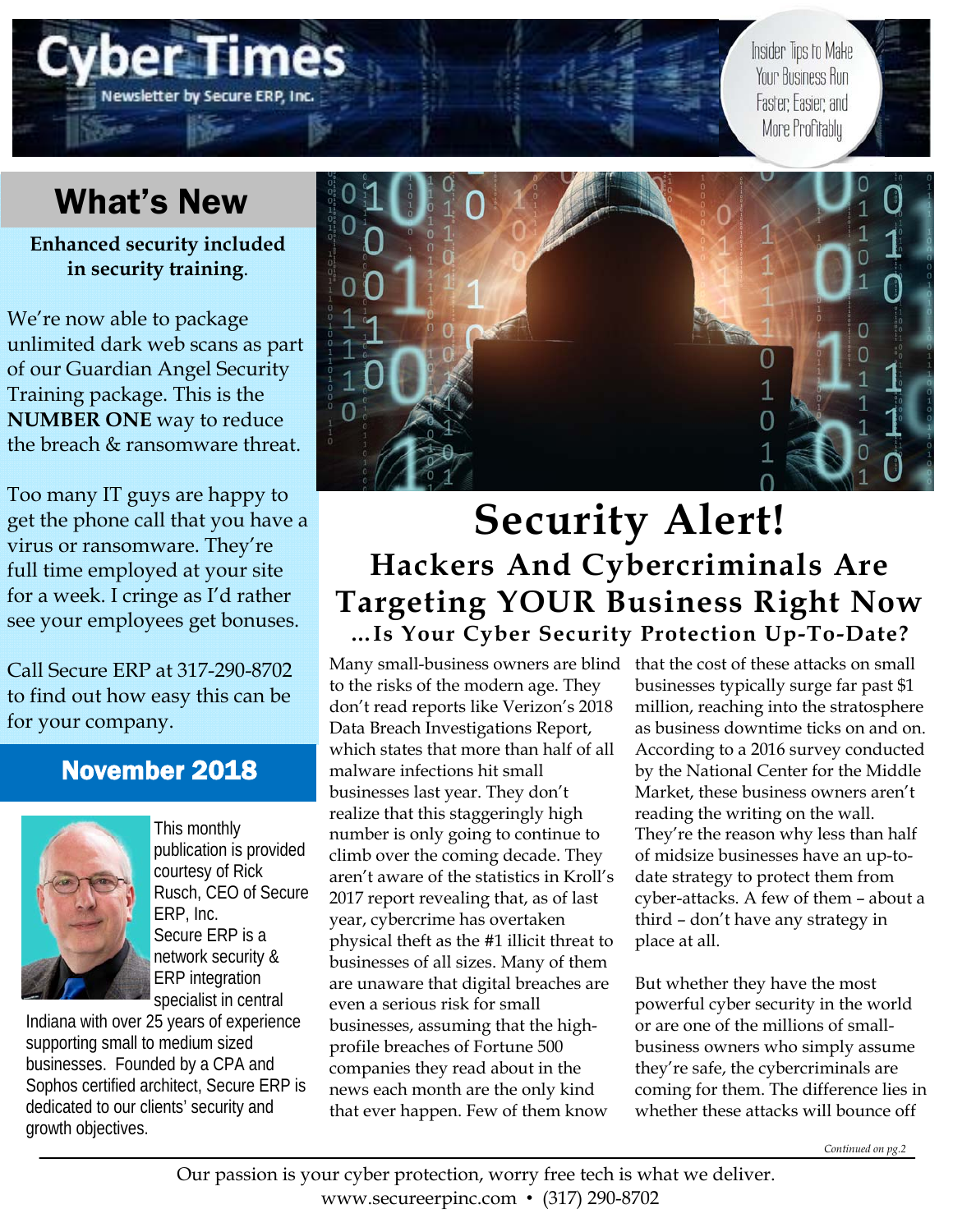# Cyber Times

Newsletter by Secure ERP, Inc.

Insider Tips to Make Your Business Run Faster, Easier, and More Profitably

## What's New

**Enhanced security included in security training.**

We're now able to package unlimited dark web scans as part of our Guardian Angel Security Training package. This is the **NUMBER ONE** way to reduce the breach & ransomware threat.

Too many IT guys are happy to get the phone call that you have a virus or ransomware. They're full time employed at your site for a week. I cringe as I'd rather see your employees get bonuses.

Call Secure ERP at 317-290-8702 to find out how easy this can be for your company.

### November 2018

This monthly publication is provided courtesy of Rick Rusch, CEO of Secure ERP, Inc. Secure ERP is a network security & ERP integration specialist in central Indiana with over 25 years of experience supporting small to medium sized businesses. Founded by a CPA and Sophos certified architect, Secure ERP is dedicated to our clients' security and growth objectives.

# Security Alert!

## Hackers And Cybercriminals Are Targeting YOUR Business Right Now

### …Is Your Cyber Security Protection Up-To-Date?

Many small-business owners are blind to the risks of the modern age. They don't read reports like Verizon's 2018 Data Breach Investigations Report, which states that more than half of all malware infections hit small businesses last year. They don't realize that this staggeringly high number is only going to continue to climb over the coming decade. They aren't aware of the statistics in Kroll's 2017 report revealing that, as of last year, cybercrime has overtaken physical theft as the #1 illicit threat to businesses of all sizes. Many of them are unaware that digital breaches are even a serious risk for small businesses, assuming that the high-profile breaches of Fortune 500 companies they read about in the news each month are the only kind that ever happen. Few of them know that the cost of these attacks on small businesses typically surge far past $1 million, reaching into the stratosphere as business downtime ticks on and on. According to a 2016 survey conducted by the National Center for the Middle Market, these business owners aren't reading the writing on the wall. They're the reason why less than half of midsize businesses have an up-to-date strategy to protect them from cyber-attacks. A few of them – about a third – don't have any strategy in place at all.

But whether they have the most powerful cyber security in the world or are one of the millions of small-business owners who simply assume they're safe, the cybercriminals are coming for them. The difference lies in whether these attacks will bounce off

*Continued on pg.2*

Our passion is your cyber protection, worry free tech is what we deliver.
www.secureerpinc.com • (317) 290-8702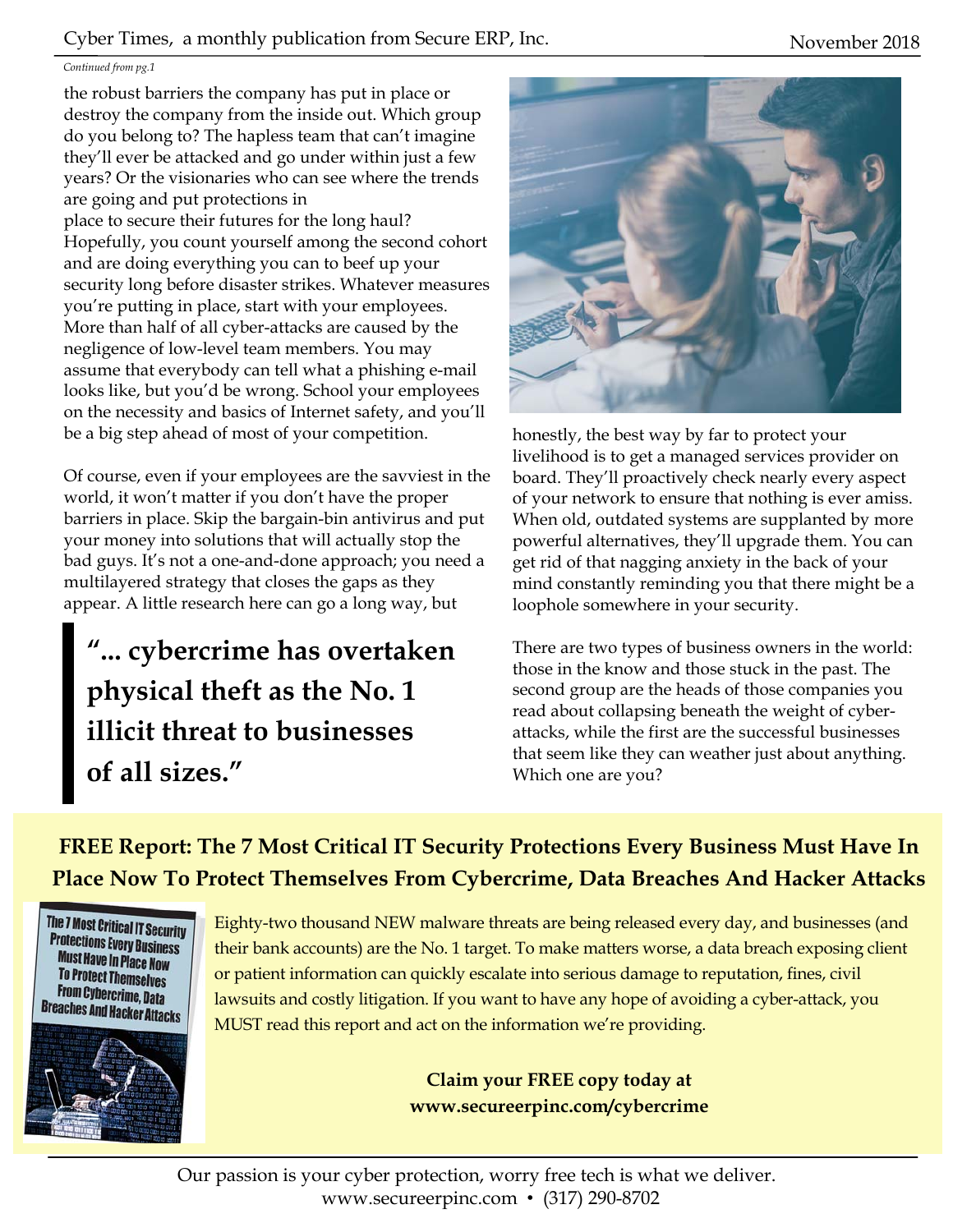*Continued from pg.1*

the robust barriers the company has put in place or destroy the company from the inside out. Which group do you belong to? The hapless team that can't imagine they'll ever be attacked and go under within just a few years? Or the visionaries who can see where the trends are going and put protections in place to secure their futures for the long haul? Hopefully, you count yourself among the second cohort and are doing everything you can to beef up your security long before disaster strikes. Whatever measures you're putting in place, start with your employees. More than half of all cyber-attacks are caused by the negligence of low-level team members. You may assume that everybody can tell what a phishing e-mail looks like, but you'd be wrong. School your employees on the necessity and basics of Internet safety, and you'll be a big step ahead of most of your competition.

Of course, even if your employees are the savviest in the world, it won't matter if you don't have the proper barriers in place. Skip the bargain-bin antivirus and put your money into solutions that will actually stop the bad guys. It's not a one-and-done approach; you need a multilayered strategy that closes the gaps as they appear. A little research here can go a long way, but honestly, the best way by far to protect your livelihood is to get a managed services provider on board. They'll proactively check nearly every aspect of your network to ensure that nothing is ever amiss. When old, outdated systems are supplanted by more powerful alternatives, they'll upgrade them. You can get rid of that nagging anxiety in the back of your mind constantly reminding you that there might be a loophole somewhere in your security.

> **"... cybercrime has overtaken physical theft as the No. 1 illicit threat to businesses of all sizes."**

There are two types of business owners in the world: those in the know and those stuck in the past. The second group are the heads of those companies you read about collapsing beneath the weight of cyber-attacks, while the first are the successful businesses that seem like they can weather just about anything. Which one are you?

## FREE Report: The 7 Most Critical IT Security Protections Every Business Must Have In Place Now To Protect Themselves From Cybercrime, Data Breaches And Hacker Attacks

Eighty-two thousand NEW malware threats are being released every day, and businesses (and their bank accounts) are the No. 1 target. To make matters worse, a data breach exposing client or patient information can quickly escalate into serious damage to reputation, fines, civil lawsuits and costly litigation. If you want to have any hope of avoiding a cyber-attack, you MUST read this report and act on the information we're providing.

**Claim your FREE copy today at www.secureerpinc.com/cybercrime**

Our passion is your cyber protection, worry free tech is what we deliver.
www.secureerpinc.com • (317) 290-8702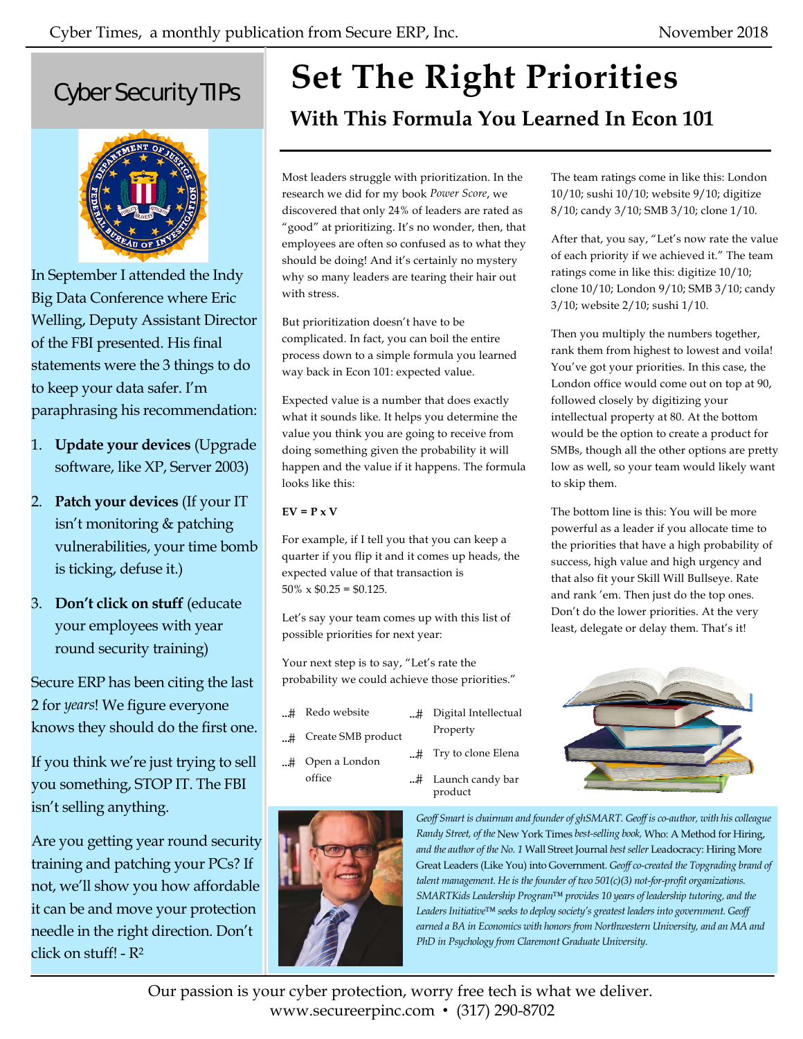## Cyber Security TIPs

In September I attended the Indy Big Data Conference where Eric Welling, Deputy Assistant Director of the FBI presented. His final statements were the 3 things to do to keep your data safer. I'm paraphrasing his recommendation:

1. **Update your devices** (Upgrade software, like XP, Server 2003)
2. **Patch your devices** (If your IT isn't monitoring & patching vulnerabilities, your time bomb is ticking, defuse it.)
3. **Don't click on stuff** (educate your employees with year round security training)

Secure ERP has been citing the last 2 for *years*! We figure everyone knows they should do the first one.

If you think we're just trying to sell you something, STOP IT. The FBI isn't selling anything.

Are you getting year round security training and patching your PCs? If not, we'll show you how affordable it can be and move your protection needle in the right direction. Don't click on stuff! - R²

# Set The Right Priorities

## With This Formula You Learned In Econ 101

Most leaders struggle with prioritization. In the research we did for my book *Power Score*, we discovered that only 24% of leaders are rated as "good" at prioritizing. It's no wonder, then, that employees are often so confused as to what they should be doing! And it's certainly no mystery why so many leaders are tearing their hair out with stress.

But prioritization doesn't have to be complicated. In fact, you can boil the entire process down to a simple formula you learned way back in Econ 101: expected value.

Expected value is a number that does exactly what it sounds like. It helps you determine the value you think you are going to receive from doing something given the probability it will happen and the value if it happens. The formula looks like this:

**EV = P x V**

For example, if I tell you that you can keep a quarter if you flip it and it comes up heads, the expected value of that transaction is 50% x $0.25 = $0.125.

Let's say your team comes up with this list of possible priorities for next year:

- Redo website
- Create SMB product
- Open a London office
- Digital Intellectual Property
- Try to clone Elena
- Launch candy bar product

Your next step is to say, "Let's rate the probability we could achieve those priorities."

The team ratings come in like this: London 10/10; sushi 10/10; website 9/10; digitize 8/10; candy 3/10; SMB 3/10; clone 1/10.

After that, you say, "Let's now rate the value of each priority if we achieved it." The team ratings come in like this: digitize 10/10; clone 10/10; London 9/10; SMB 3/10; candy 3/10; website 2/10; sushi 1/10.

Then you multiply the numbers together, rank them from highest to lowest and voila! You've got your priorities. In this case, the London office would come out on top at 90, followed closely by digitizing your intellectual property at 80. At the bottom would be the option to create a product for SMBs, though all the other options are pretty low as well, so your team would likely want to skip them.

The bottom line is this: You will be more powerful as a leader if you allocate time to the priorities that have a high probability of success, high value and high urgency and that also fit your Skill Will Bullseye. Rate and rank 'em. Then just do the top ones. Don't do the lower priorities. At the very least, delegate or delay them. That's it!

*Geoff Smart is chairman and founder of ghSMART. Geoff is co-author, with his colleague Randy Street, of the* New York Times *best-selling book,* Who: A Method for Hiring, *and the author of the No. 1* Wall Street Journal *best seller* Leadocracy: Hiring More Great Leaders (Like You) into Government. *Geoff co-created the Topgrading brand of talent management. He is the founder of two 501(c)(3) not-for-profit organizations. SMARTKids Leadership Program™ provides 10 years of leadership tutoring, and the Leaders Initiative™ seeks to deploy society's greatest leaders into government. Geoff earned a BA in Economics with honors from Northwestern University, and an MA and PhD in Psychology from Claremont Graduate University.*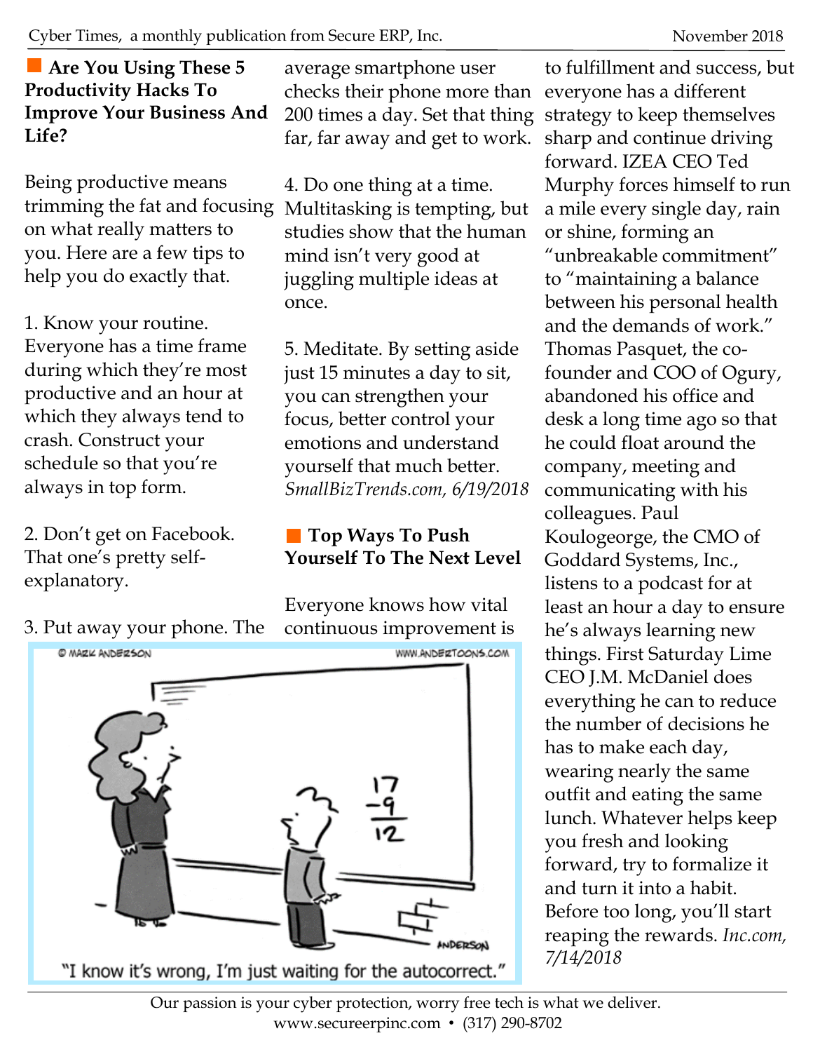## Are You Using These 5 Productivity Hacks To Improve Your Business And Life?

Being productive means trimming the fat and focusing on what really matters to you. Here are a few tips to help you do exactly that.

1. Know your routine. Everyone has a time frame during which they're most productive and an hour at which they always tend to crash. Construct your schedule so that you're always in top form.

2. Don't get on Facebook. That one's pretty self-explanatory.

3. Put away your phone. The average smartphone user checks their phone more than 200 times a day. Set that thing far, far away and get to work.

4. Do one thing at a time. Multitasking is tempting, but studies show that the human mind isn't very good at juggling multiple ideas at once.

5. Meditate. By setting aside just 15 minutes a day to sit, you can strengthen your focus, better control your emotions and understand yourself that much better. *SmallBizTrends.com, 6/19/2018*

"I know it's wrong, I'm just waiting for the autocorrect."

## Top Ways To Push Yourself To The Next Level

Everyone knows how vital continuous improvement is to fulfillment and success, but everyone has a different strategy to keep themselves sharp and continue driving forward. IZEA CEO Ted Murphy forces himself to run a mile every single day, rain or shine, forming an "unbreakable commitment" to "maintaining a balance between his personal health and the demands of work." Thomas Pasquet, the co-founder and COO of Ogury, abandoned his office and desk a long time ago so that he could float around the company, meeting and communicating with his colleagues. Paul Koulogeorge, the CMO of Goddard Systems, Inc., listens to a podcast for at least an hour a day to ensure he's always learning new things. First Saturday Lime CEO J.M. McDaniel does everything he can to reduce the number of decisions he has to make each day, wearing nearly the same outfit and eating the same lunch. Whatever helps keep you fresh and looking forward, try to formalize it and turn it into a habit. Before too long, you'll start reaping the rewards. *Inc.com, 7/14/2018*